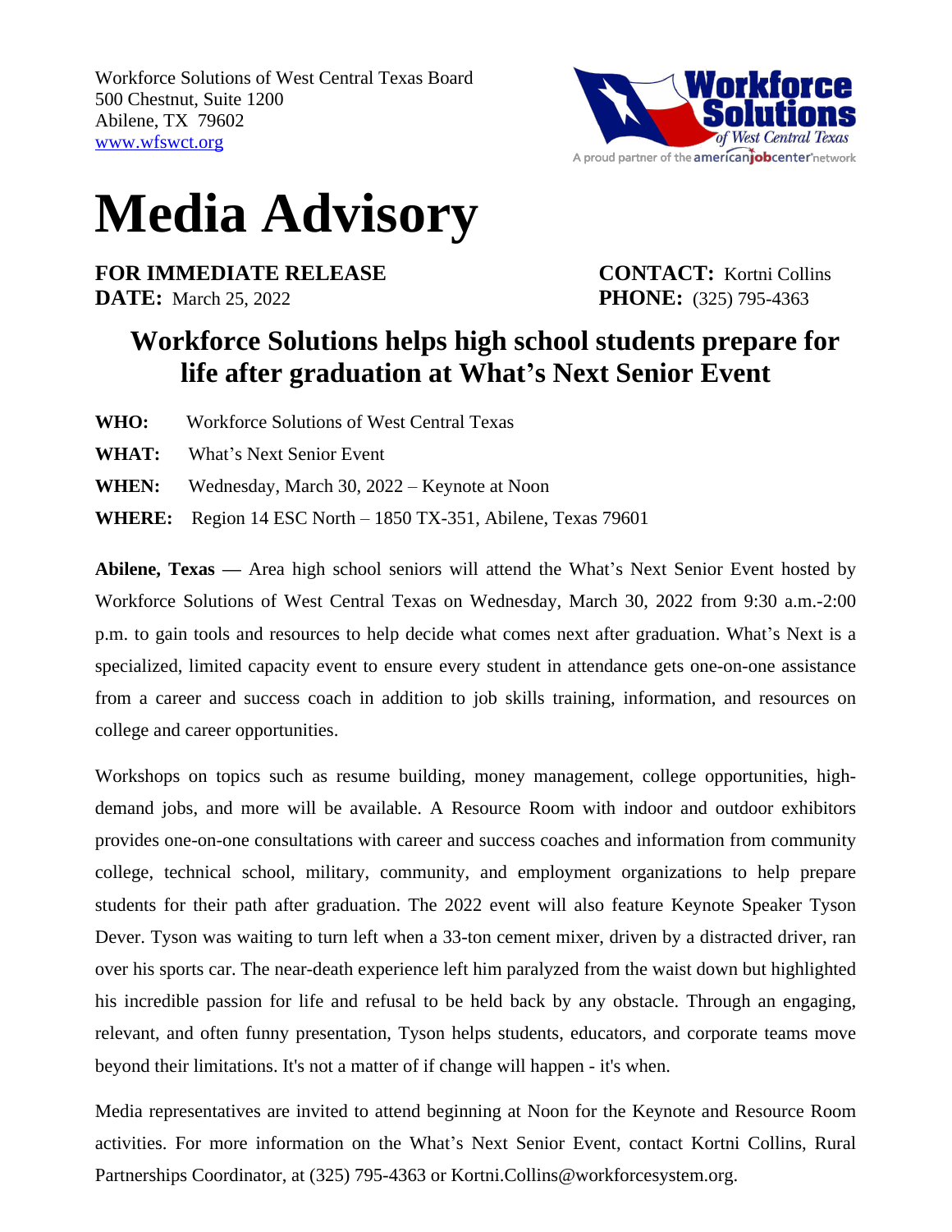Workforce Solutions of West Central Texas Board
500 Chestnut, Suite 1200
Abilene, TX 79602
www.wfswct.org

Workforce Solutions of West Central Texas
A proud partner of the americanjobcenter network

# Media Advisory

**FOR IMMEDIATE RELEASE**
**DATE:** March 25, 2022

**CONTACT:** Kortni Collins
**PHONE:** (325) 795-4363

## Workforce Solutions helps high school students prepare for life after graduation at What's Next Senior Event

**WHO:** Workforce Solutions of West Central Texas

**WHAT:** What's Next Senior Event

**WHEN:** Wednesday, March 30, 2022 – Keynote at Noon

**WHERE:** Region 14 ESC North – 1850 TX-351, Abilene, Texas 79601

**Abilene, Texas —** Area high school seniors will attend the What's Next Senior Event hosted by Workforce Solutions of West Central Texas on Wednesday, March 30, 2022 from 9:30 a.m.-2:00 p.m. to gain tools and resources to help decide what comes next after graduation. What's Next is a specialized, limited capacity event to ensure every student in attendance gets one-on-one assistance from a career and success coach in addition to job skills training, information, and resources on college and career opportunities.

Workshops on topics such as resume building, money management, college opportunities, high-demand jobs, and more will be available. A Resource Room with indoor and outdoor exhibitors provides one-on-one consultations with career and success coaches and information from community college, technical school, military, community, and employment organizations to help prepare students for their path after graduation. The 2022 event will also feature Keynote Speaker Tyson Dever. Tyson was waiting to turn left when a 33-ton cement mixer, driven by a distracted driver, ran over his sports car. The near-death experience left him paralyzed from the waist down but highlighted his incredible passion for life and refusal to be held back by any obstacle. Through an engaging, relevant, and often funny presentation, Tyson helps students, educators, and corporate teams move beyond their limitations. It's not a matter of if change will happen - it's when.

Media representatives are invited to attend beginning at Noon for the Keynote and Resource Room activities. For more information on the What's Next Senior Event, contact Kortni Collins, Rural Partnerships Coordinator, at (325) 795-4363 or Kortni.Collins@workforcesystem.org.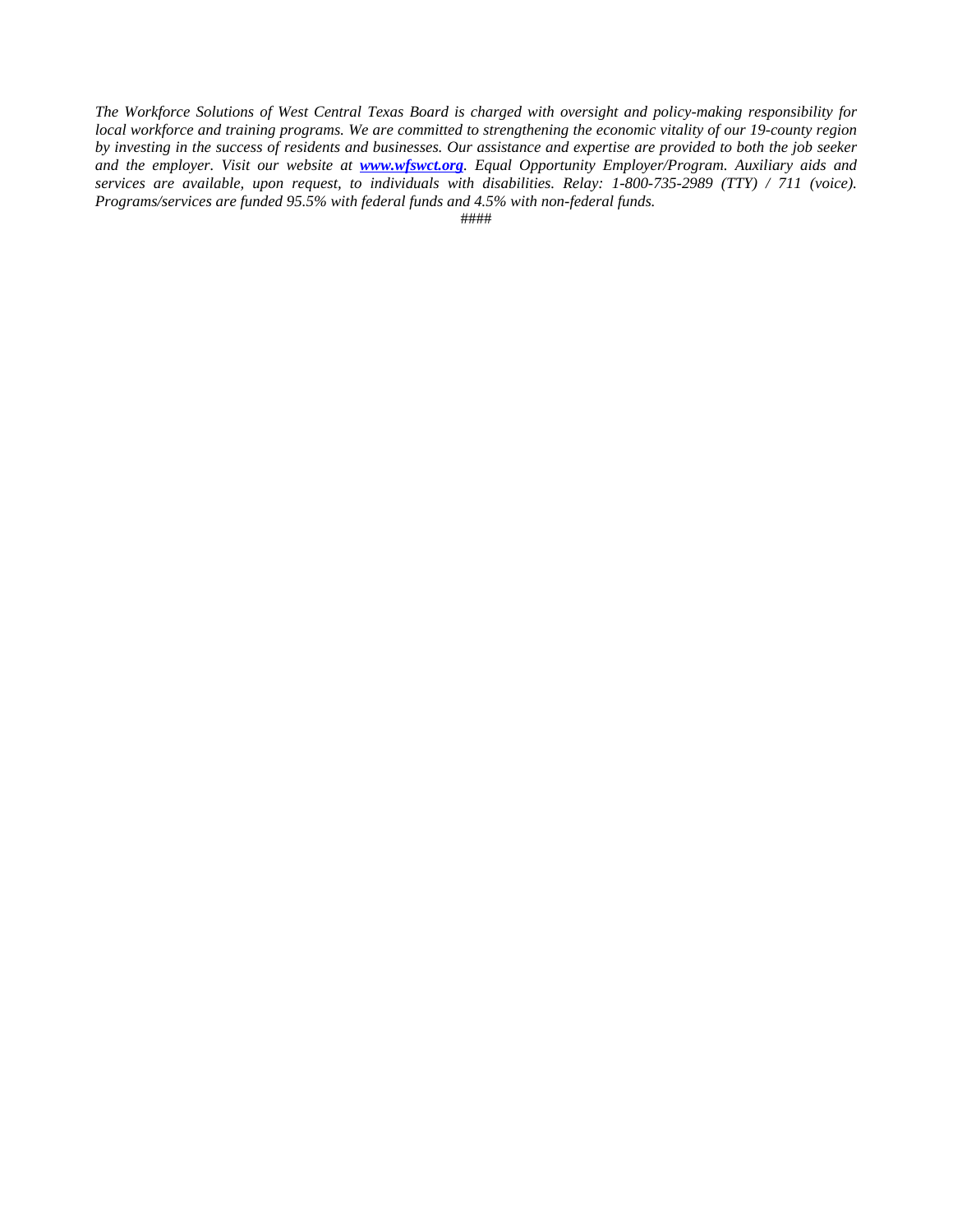*The Workforce Solutions of West Central Texas Board is charged with oversight and policy-making responsibility for local workforce and training programs. We are committed to strengthening the economic vitality of our 19-county region by investing in the success of residents and businesses. Our assistance and expertise are provided to both the job seeker and the employer. Visit our website at **www.wfswct.org**. Equal Opportunity Employer/Program. Auxiliary aids and services are available, upon request, to individuals with disabilities. Relay: 1-800-735-2989 (TTY) / 711 (voice). Programs/services are funded 95.5% with federal funds and 4.5% with non-federal funds.*

####